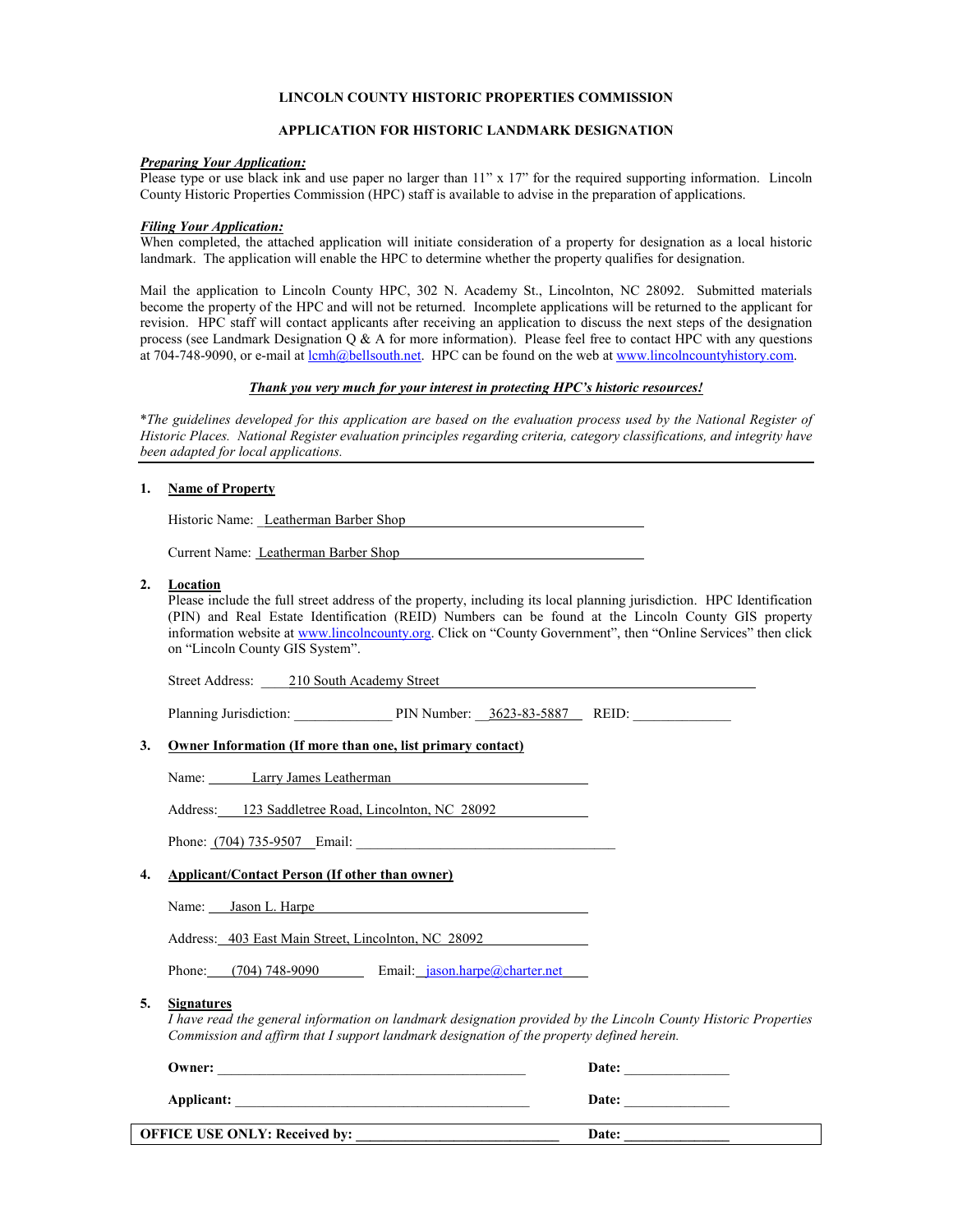# LINCOLN COUNTY HISTORIC PROPERTIES COMMISSION

## APPLICATION FOR HISTORIC LANDMARK DESIGNATION

***Preparing Your Application:***
Please type or use black ink and use paper no larger than 11" x 17" for the required supporting information. Lincoln County Historic Properties Commission (HPC) staff is available to advise in the preparation of applications.

***Filing Your Application:***
When completed, the attached application will initiate consideration of a property for designation as a local historic landmark. The application will enable the HPC to determine whether the property qualifies for designation.

Mail the application to Lincoln County HPC, 302 N. Academy St., Lincolnton, NC 28092. Submitted materials become the property of the HPC and will not be returned. Incomplete applications will be returned to the applicant for revision. HPC staff will contact applicants after receiving an application to discuss the next steps of the designation process (see Landmark Designation Q & A for more information). Please feel free to contact HPC with any questions at 704-748-9090, or e-mail at lcmh@bellsouth.net. HPC can be found on the web at www.lincolncountyhistory.com.

***Thank you very much for your interest in protecting HPC's historic resources!***

*\*The guidelines developed for this application are based on the evaluation process used by the National Register of Historic Places. National Register evaluation principles regarding criteria, category classifications, and integrity have been adapted for local applications.*

---

**1. Name of Property**

Historic Name: Leatherman Barber Shop

Current Name: Leatherman Barber Shop

**2. Location**

Please include the full street address of the property, including its local planning jurisdiction. HPC Identification (PIN) and Real Estate Identification (REID) Numbers can be found at the Lincoln County GIS property information website at www.lincolncounty.org. Click on "County Government", then "Online Services" then click on "Lincoln County GIS System".

Street Address: 210 South Academy Street

Planning Jurisdiction: ______________ PIN Number: 3623-83-5887 REID: ______________

**3. Owner Information (If more than one, list primary contact)**

Name: Larry James Leatherman

Address: 123 Saddletree Road, Lincolnton, NC 28092

Phone: (704) 735-9507 Email: ______________

**4. Applicant/Contact Person (If other than owner)**

Name: Jason L. Harpe

Address: 403 East Main Street, Lincolnton, NC 28092

Phone: (704) 748-9090 Email: jason.harpe@charter.net

**5. Signatures**

*I have read the general information on landmark designation provided by the Lincoln County Historic Properties Commission and affirm that I support landmark designation of the property defined herein.*

**Owner:** ______________________________ **Date:** ______________

**Applicant:** ______________________________ **Date:** ______________

**OFFICE USE ONLY: Received by:** ______________________________ **Date:** ______________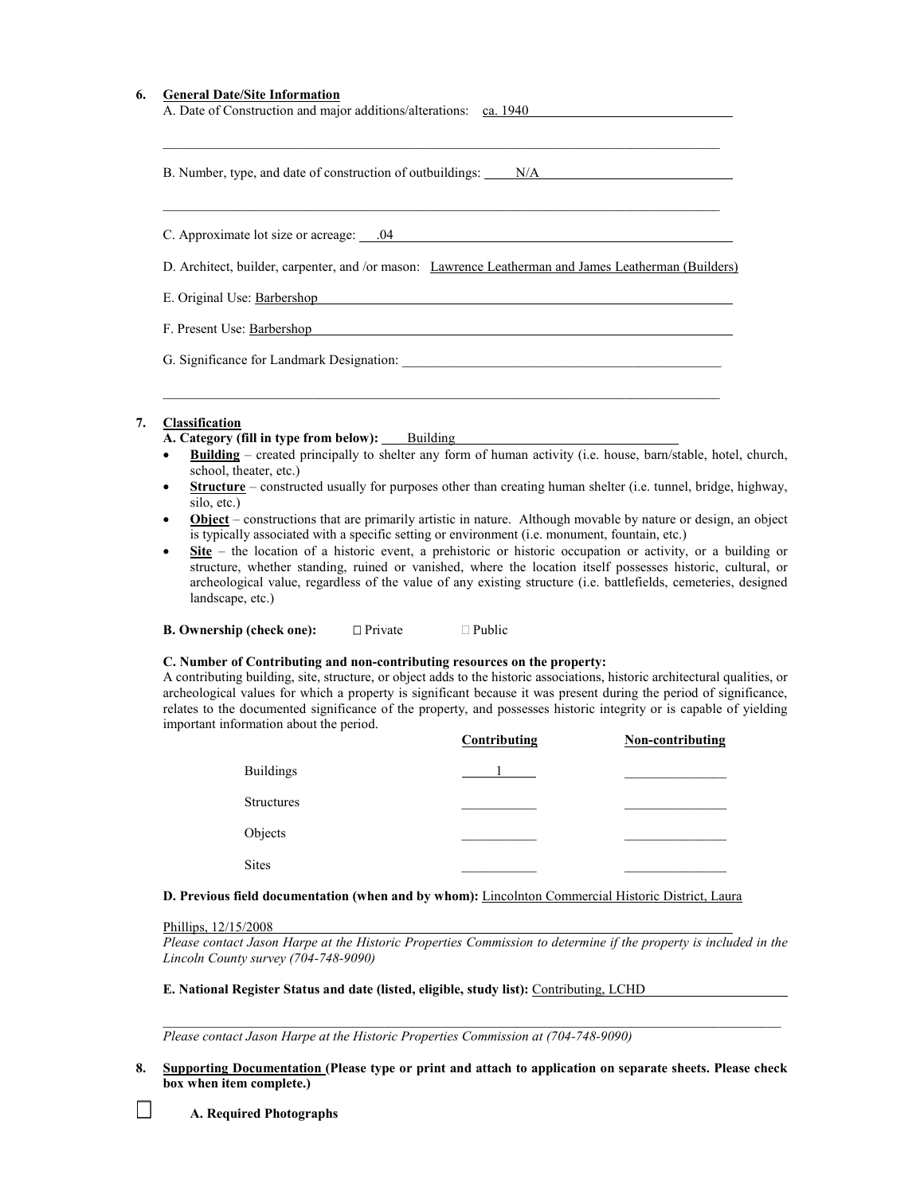6. **General Date/Site Information**

A. Date of Construction and major additions/alterations: ca. 1940

B. Number, type, and date of construction of outbuildings: N/A

C. Approximate lot size or acreage: .04

D. Architect, builder, carpenter, and /or mason: Lawrence Leatherman and James Leatherman (Builders)

E. Original Use: Barbershop

F. Present Use: Barbershop

G. Significance for Landmark Designation:

7. **Classification**

**A. Category (fill in type from below):** Building

- **Building** – created principally to shelter any form of human activity (i.e. house, barn/stable, hotel, church, school, theater, etc.)
- **Structure** – constructed usually for purposes other than creating human shelter (i.e. tunnel, bridge, highway, silo, etc.)
- **Object** – constructions that are primarily artistic in nature. Although movable by nature or design, an object is typically associated with a specific setting or environment (i.e. monument, fountain, etc.)
- **Site** – the location of a historic event, a prehistoric or historic occupation or activity, or a building or structure, whether standing, ruined or vanished, where the location itself possesses historic, cultural, or archeological value, regardless of the value of any existing structure (i.e. battlefields, cemeteries, designed landscape, etc.)

**B. Ownership (check one):** ☐ Private ☐ Public

**C. Number of Contributing and non-contributing resources on the property:**
A contributing building, site, structure, or object adds to the historic associations, historic architectural qualities, or archeological values for which a property is significant because it was present during the period of significance, relates to the documented significance of the property, and possesses historic integrity or is capable of yielding important information about the period.

| | Contributing | Non-contributing |
|---|---|---|
| Buildings | 1 | |
| Structures | | |
| Objects | | |
| Sites | | |

**D. Previous field documentation (when and by whom):** Lincolnton Commercial Historic District, Laura Phillips, 12/15/2008

*Please contact Jason Harpe at the Historic Properties Commission to determine if the property is included in the Lincoln County survey (704-748-9090)*

**E. National Register Status and date (listed, eligible, study list):** Contributing, LCHD

*Please contact Jason Harpe at the Historic Properties Commission at (704-748-9090)*

8. **Supporting Documentation (Please type or print and attach to application on separate sheets. Please check box when item complete.)**

☐ **A. Required Photographs**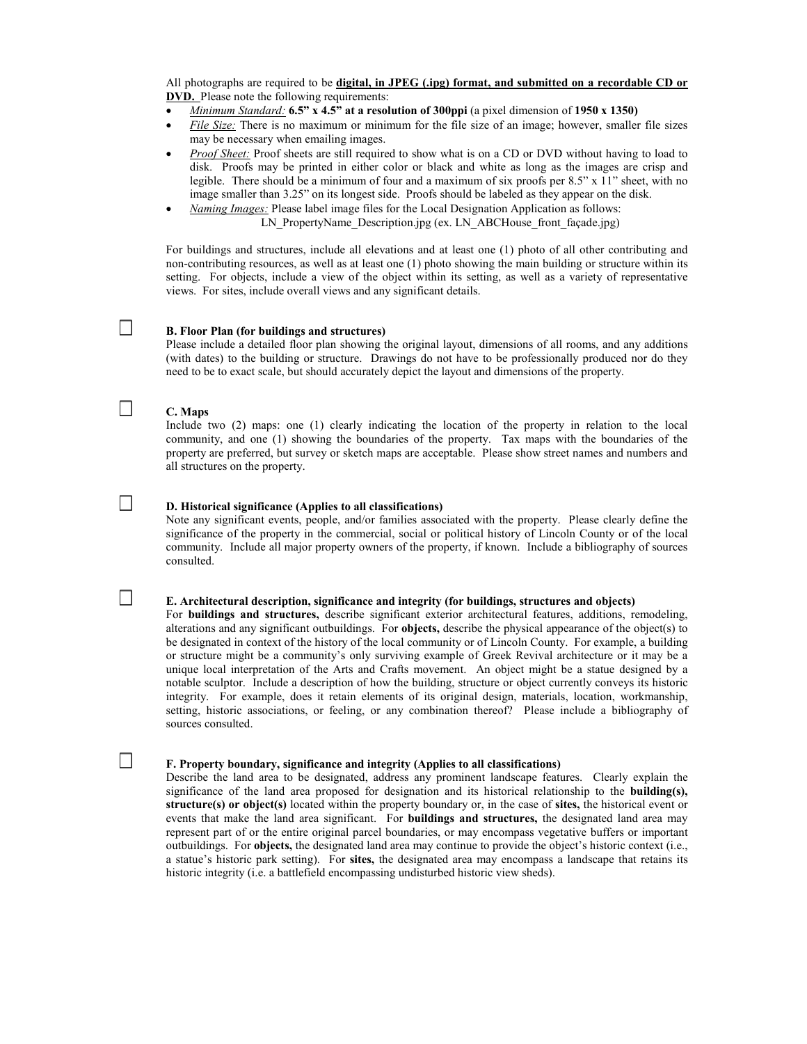All photographs are required to be **digital, in JPEG (.jpg) format, and submitted on a recordable CD or DVD.** Please note the following requirements:

- *Minimum Standard:* **6.5" x 4.5" at a resolution of 300ppi** (a pixel dimension of **1950 x 1350)**
- *File Size:* There is no maximum or minimum for the file size of an image; however, smaller file sizes may be necessary when emailing images.
- *Proof Sheet:* Proof sheets are still required to show what is on a CD or DVD without having to load to disk. Proofs may be printed in either color or black and white as long as the images are crisp and legible. There should be a minimum of four and a maximum of six proofs per 8.5" x 11" sheet, with no image smaller than 3.25" on its longest side. Proofs should be labeled as they appear on the disk.
- *Naming Images:* Please label image files for the Local Designation Application as follows:
  LN_PropertyName_Description.jpg (ex. LN_ABCHouse_front_façade.jpg)

For buildings and structures, include all elevations and at least one (1) photo of all other contributing and non-contributing resources, as well as at least one (1) photo showing the main building or structure within its setting. For objects, include a view of the object within its setting, as well as a variety of representative views. For sites, include overall views and any significant details.

☐ **B. Floor Plan (for buildings and structures)**

Please include a detailed floor plan showing the original layout, dimensions of all rooms, and any additions (with dates) to the building or structure. Drawings do not have to be professionally produced nor do they need to be to exact scale, but should accurately depict the layout and dimensions of the property.

☐ **C. Maps**

Include two (2) maps: one (1) clearly indicating the location of the property in relation to the local community, and one (1) showing the boundaries of the property. Tax maps with the boundaries of the property are preferred, but survey or sketch maps are acceptable. Please show street names and numbers and all structures on the property.

☐ **D. Historical significance (Applies to all classifications)**

Note any significant events, people, and/or families associated with the property. Please clearly define the significance of the property in the commercial, social or political history of Lincoln County or of the local community. Include all major property owners of the property, if known. Include a bibliography of sources consulted.

☐ **E. Architectural description, significance and integrity (for buildings, structures and objects)**

For **buildings and structures,** describe significant exterior architectural features, additions, remodeling, alterations and any significant outbuildings. For **objects,** describe the physical appearance of the object(s) to be designated in context of the history of the local community or of Lincoln County. For example, a building or structure might be a community's only surviving example of Greek Revival architecture or it may be a unique local interpretation of the Arts and Crafts movement. An object might be a statue designed by a notable sculptor. Include a description of how the building, structure or object currently conveys its historic integrity. For example, does it retain elements of its original design, materials, location, workmanship, setting, historic associations, or feeling, or any combination thereof? Please include a bibliography of sources consulted.

☐ **F. Property boundary, significance and integrity (Applies to all classifications)**

Describe the land area to be designated, address any prominent landscape features. Clearly explain the significance of the land area proposed for designation and its historical relationship to the **building(s), structure(s) or object(s)** located within the property boundary or, in the case of **sites,** the historical event or events that make the land area significant. For **buildings and structures,** the designated land area may represent part of or the entire original parcel boundaries, or may encompass vegetative buffers or important outbuildings. For **objects,** the designated land area may continue to provide the object's historic context (i.e., a statue's historic park setting). For **sites,** the designated area may encompass a landscape that retains its historic integrity (i.e. a battlefield encompassing undisturbed historic view sheds).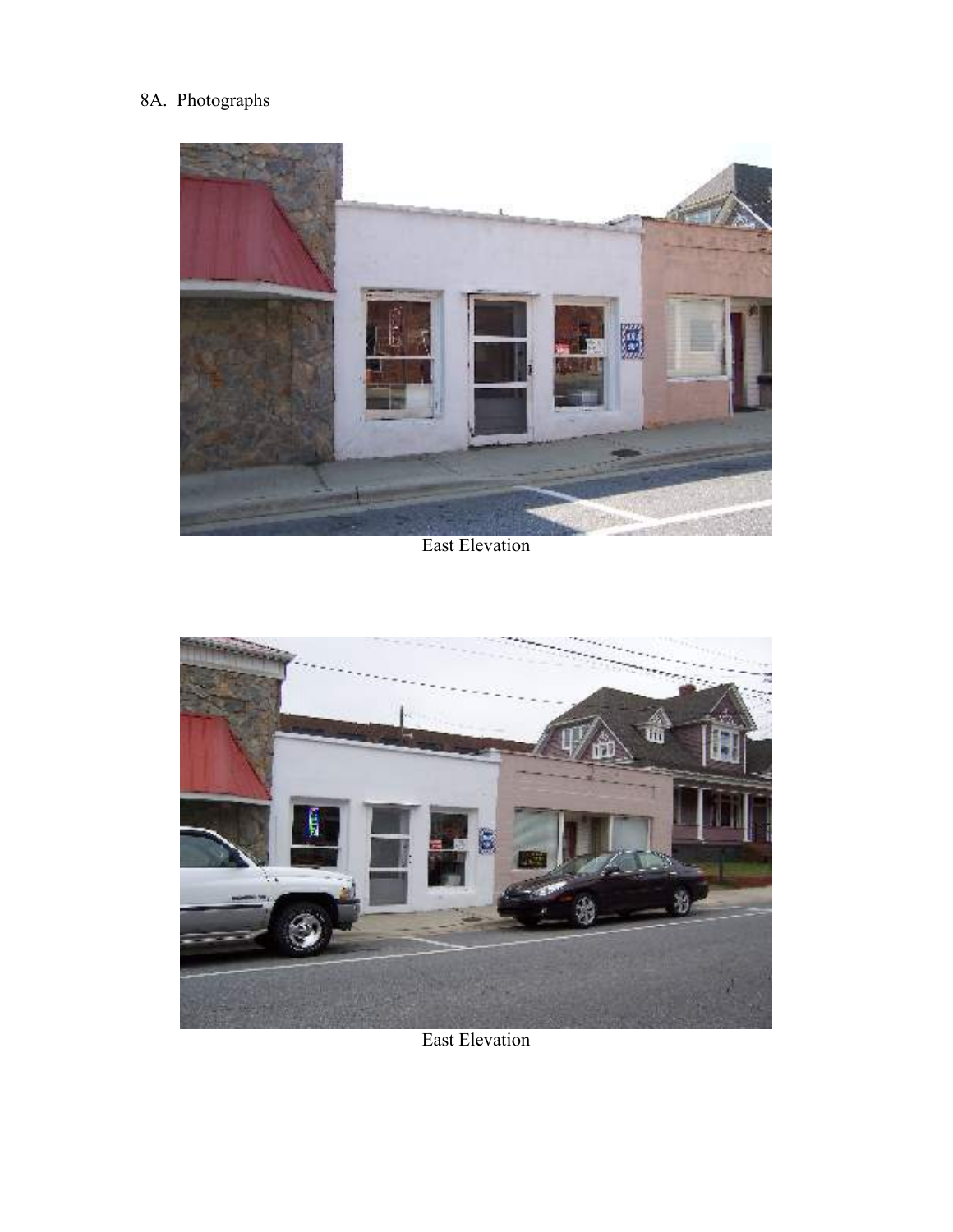8A. Photographs

East Elevation

East Elevation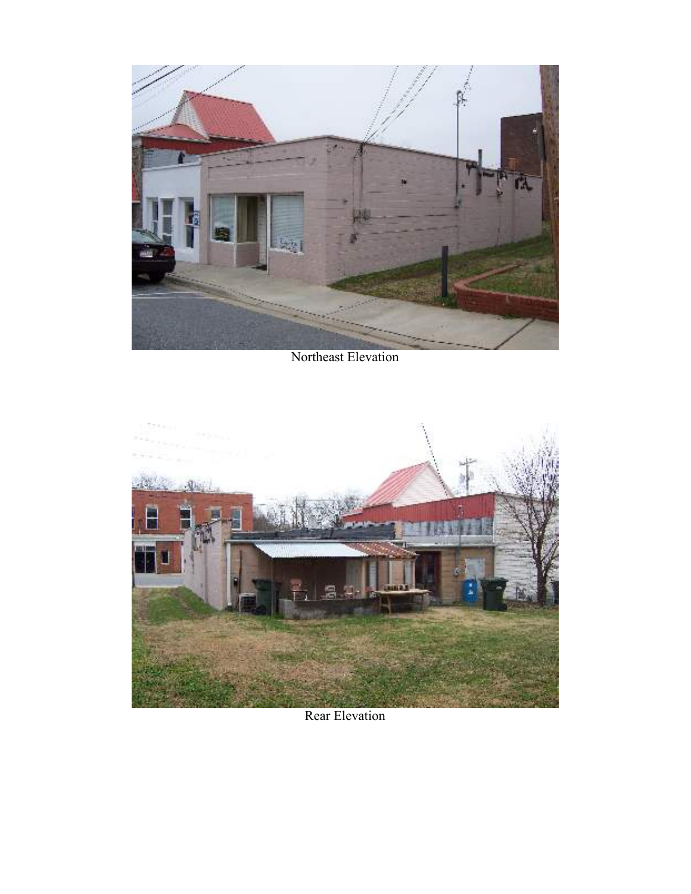Northeast Elevation

Rear Elevation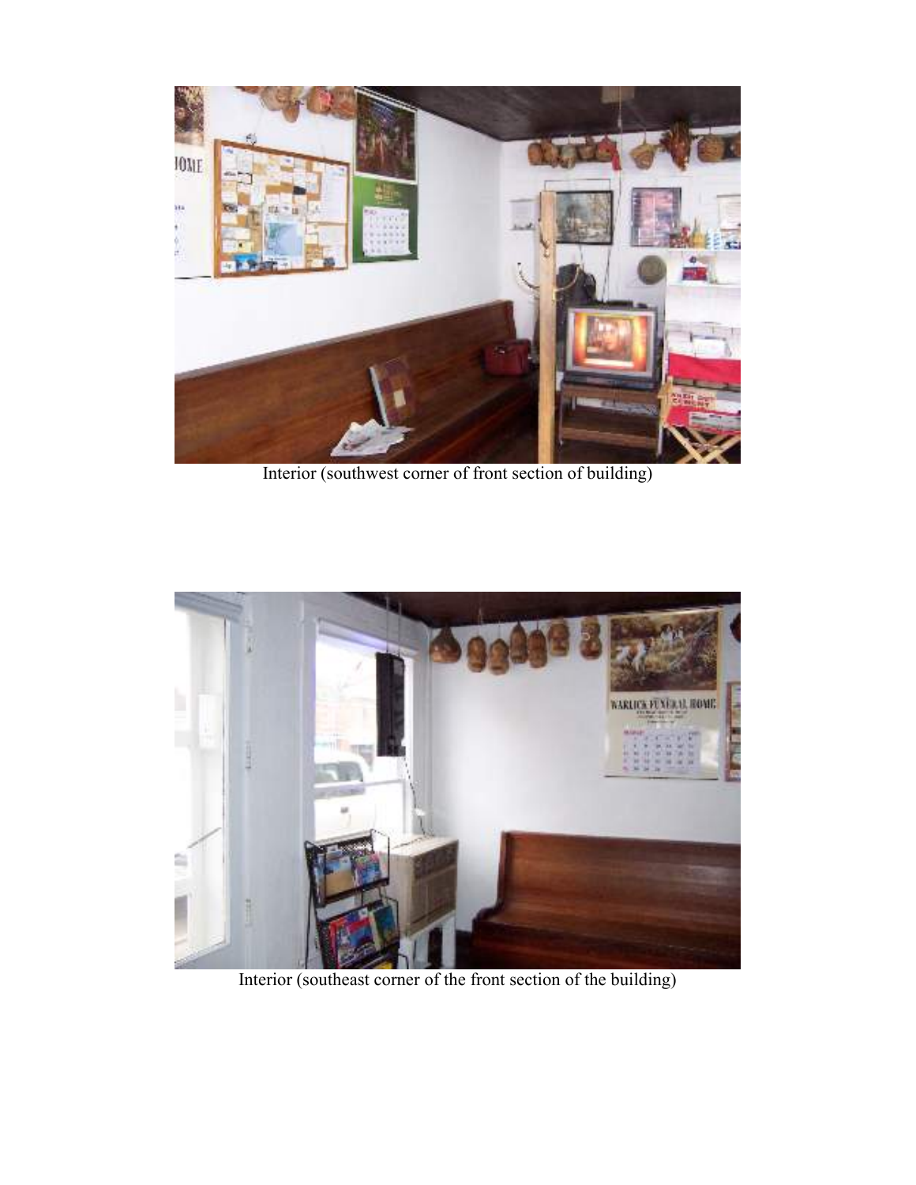Interior (southwest corner of front section of building)

Interior (southeast corner of the front section of the building)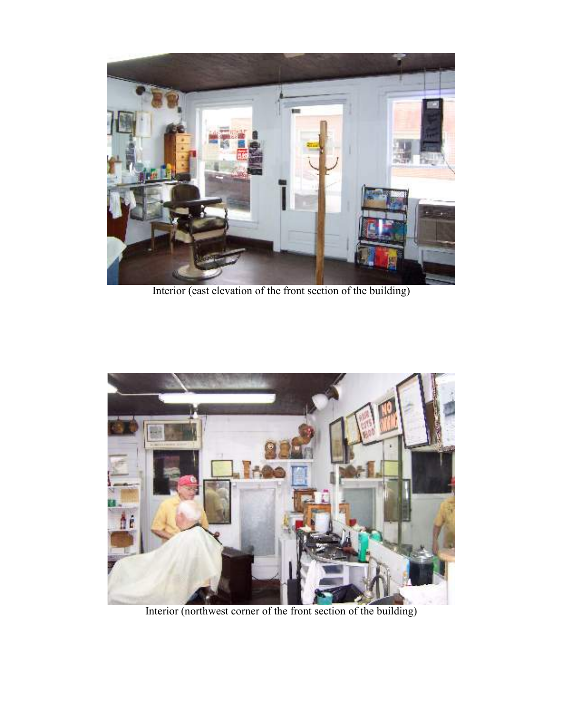Interior (east elevation of the front section of the building)

Interior (northwest corner of the front section of the building)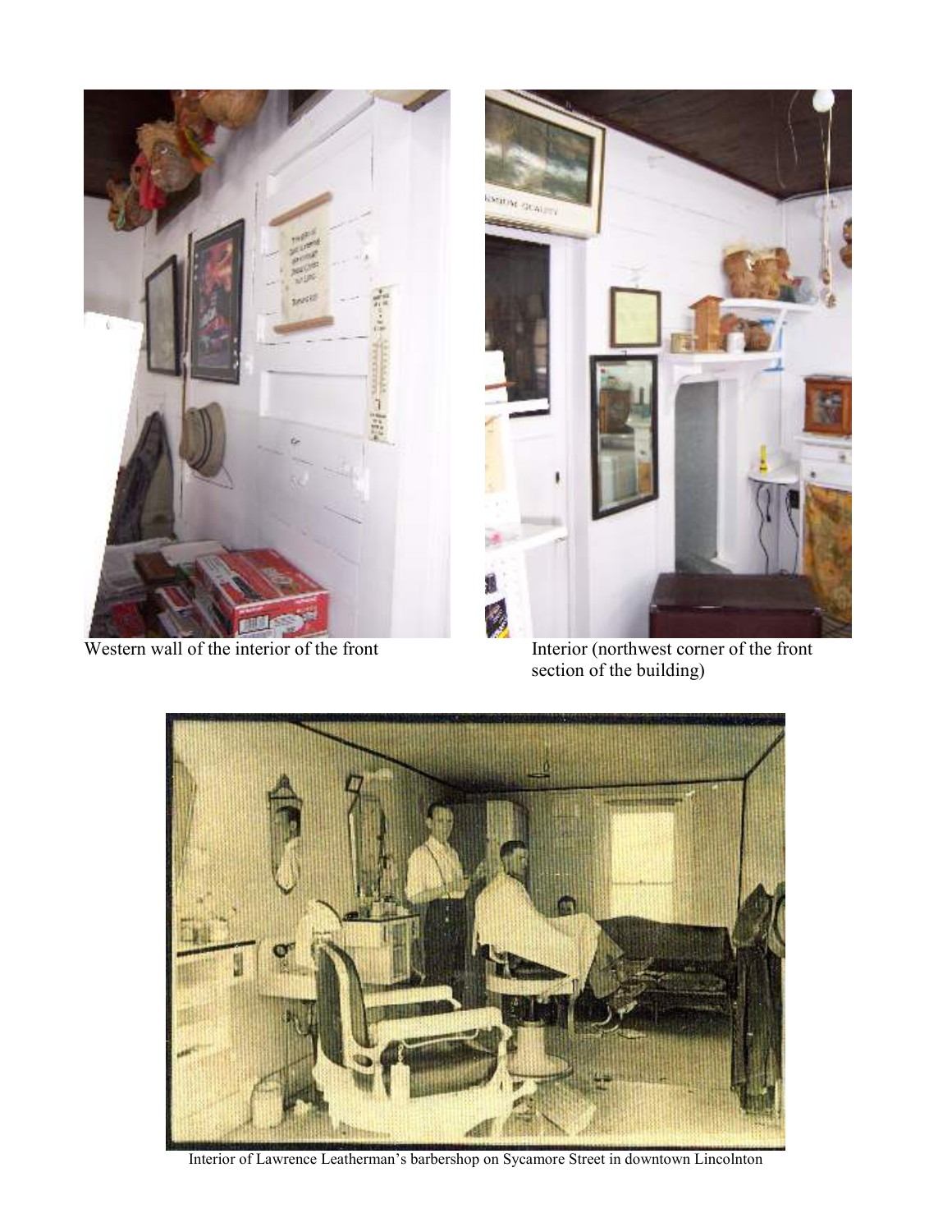Western wall of the interior of the front

Interior (northwest corner of the front section of the building)

Interior of Lawrence Leatherman's barbershop on Sycamore Street in downtown Lincolnton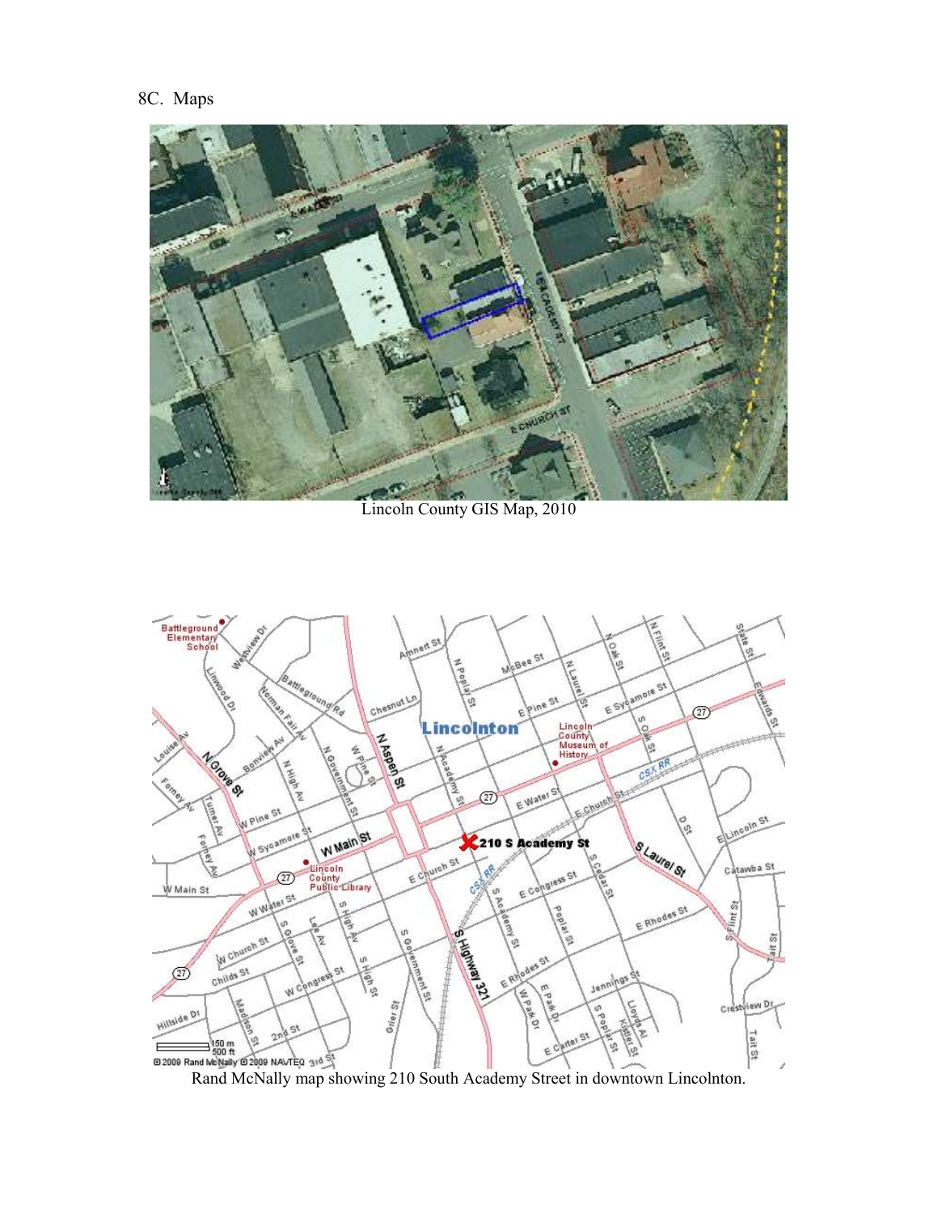8C. Maps

Lincoln County GIS Map, 2010

Rand McNally map showing 210 South Academy Street in downtown Lincolnton.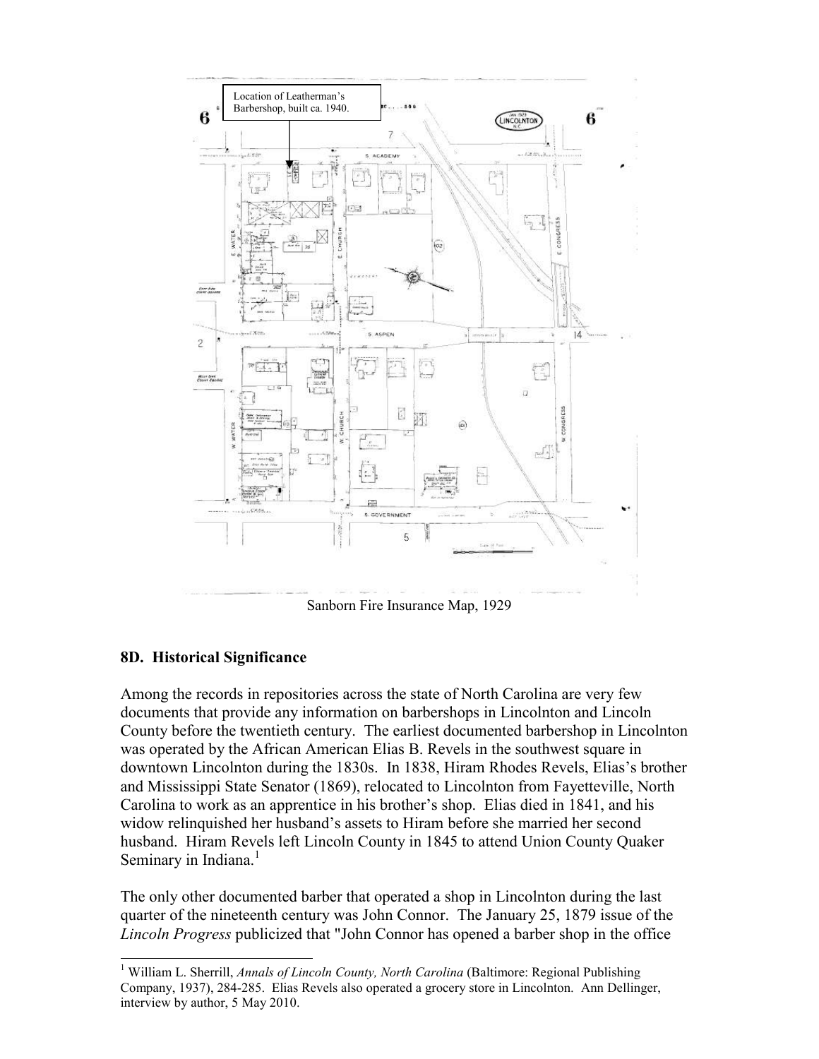Location of Leatherman's Barbershop, built ca. 1940.

Sanborn Fire Insurance Map, 1929

### 8D. Historical Significance

Among the records in repositories across the state of North Carolina are very few documents that provide any information on barbershops in Lincolnton and Lincoln County before the twentieth century. The earliest documented barbershop in Lincolnton was operated by the African American Elias B. Revels in the southwest square in downtown Lincolnton during the 1830s. In 1838, Hiram Rhodes Revels, Elias's brother and Mississippi State Senator (1869), relocated to Lincolnton from Fayetteville, North Carolina to work as an apprentice in his brother's shop. Elias died in 1841, and his widow relinquished her husband's assets to Hiram before she married her second husband. Hiram Revels left Lincoln County in 1845 to attend Union County Quaker Seminary in Indiana.[1]

The only other documented barber that operated a shop in Lincolnton during the last quarter of the nineteenth century was John Connor. The January 25, 1879 issue of the *Lincoln Progress* publicized that "John Connor has opened a barber shop in the office

[1] William L. Sherrill, *Annals of Lincoln County, North Carolina* (Baltimore: Regional Publishing Company, 1937), 284-285. Elias Revels also operated a grocery store in Lincolnton. Ann Dellinger, interview by author, 5 May 2010.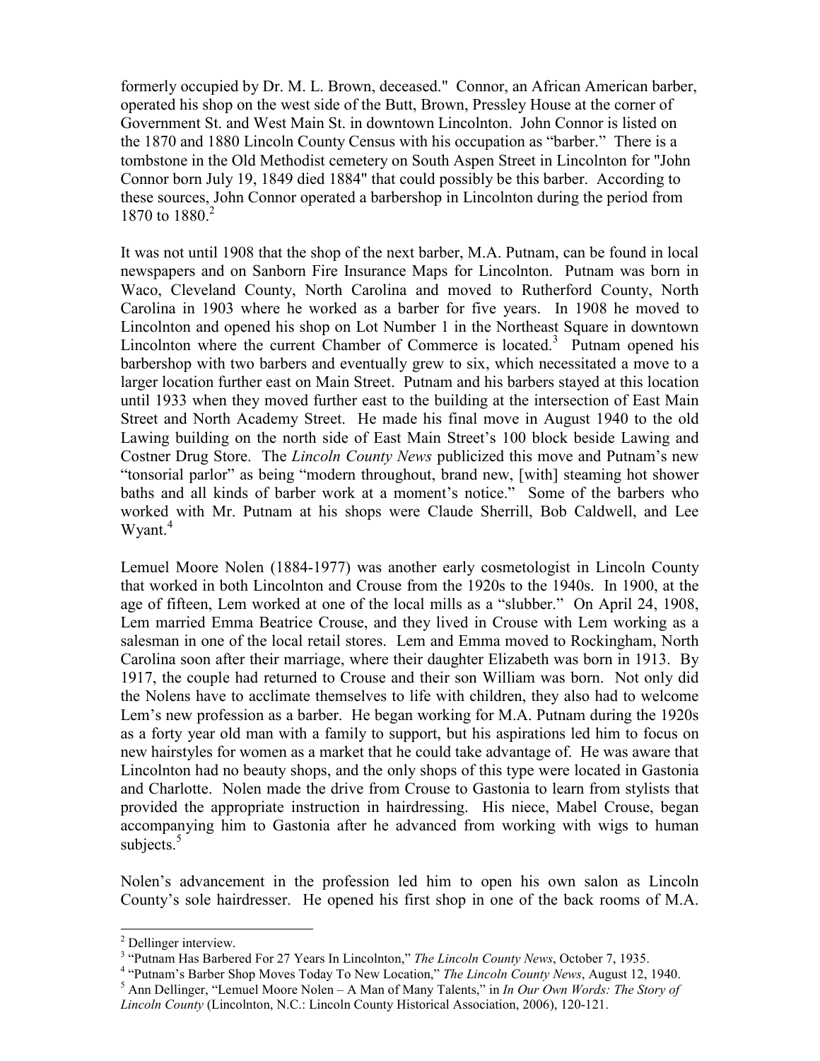formerly occupied by Dr. M. L. Brown, deceased." Connor, an African American barber, operated his shop on the west side of the Butt, Brown, Pressley House at the corner of Government St. and West Main St. in downtown Lincolnton. John Connor is listed on the 1870 and 1880 Lincoln County Census with his occupation as "barber." There is a tombstone in the Old Methodist cemetery on South Aspen Street in Lincolnton for "John Connor born July 19, 1849 died 1884" that could possibly be this barber. According to these sources, John Connor operated a barbershop in Lincolnton during the period from 1870 to 1880.[2]

It was not until 1908 that the shop of the next barber, M.A. Putnam, can be found in local newspapers and on Sanborn Fire Insurance Maps for Lincolnton. Putnam was born in Waco, Cleveland County, North Carolina and moved to Rutherford County, North Carolina in 1903 where he worked as a barber for five years. In 1908 he moved to Lincolnton and opened his shop on Lot Number 1 in the Northeast Square in downtown Lincolnton where the current Chamber of Commerce is located.[3] Putnam opened his barbershop with two barbers and eventually grew to six, which necessitated a move to a larger location further east on Main Street. Putnam and his barbers stayed at this location until 1933 when they moved further east to the building at the intersection of East Main Street and North Academy Street. He made his final move in August 1940 to the old Lawing building on the north side of East Main Street's 100 block beside Lawing and Costner Drug Store. The *Lincoln County News* publicized this move and Putnam's new "tonsorial parlor" as being "modern throughout, brand new, [with] steaming hot shower baths and all kinds of barber work at a moment's notice." Some of the barbers who worked with Mr. Putnam at his shops were Claude Sherrill, Bob Caldwell, and Lee Wyant.[4]

Lemuel Moore Nolen (1884-1977) was another early cosmetologist in Lincoln County that worked in both Lincolnton and Crouse from the 1920s to the 1940s. In 1900, at the age of fifteen, Lem worked at one of the local mills as a "slubber." On April 24, 1908, Lem married Emma Beatrice Crouse, and they lived in Crouse with Lem working as a salesman in one of the local retail stores. Lem and Emma moved to Rockingham, North Carolina soon after their marriage, where their daughter Elizabeth was born in 1913. By 1917, the couple had returned to Crouse and their son William was born. Not only did the Nolens have to acclimate themselves to life with children, they also had to welcome Lem's new profession as a barber. He began working for M.A. Putnam during the 1920s as a forty year old man with a family to support, but his aspirations led him to focus on new hairstyles for women as a market that he could take advantage of. He was aware that Lincolnton had no beauty shops, and the only shops of this type were located in Gastonia and Charlotte. Nolen made the drive from Crouse to Gastonia to learn from stylists that provided the appropriate instruction in hairdressing. His niece, Mabel Crouse, began accompanying him to Gastonia after he advanced from working with wigs to human subjects.[5]

Nolen's advancement in the profession led him to open his own salon as Lincoln County's sole hairdresser. He opened his first shop in one of the back rooms of M.A.

---

[2] Dellinger interview.

[3] "Putnam Has Barbered For 27 Years In Lincolnton," *The Lincoln County News*, October 7, 1935.

[4] "Putnam's Barber Shop Moves Today To New Location," *The Lincoln County News*, August 12, 1940.

[5] Ann Dellinger, "Lemuel Moore Nolen – A Man of Many Talents," in *In Our Own Words: The Story of Lincoln County* (Lincolnton, N.C.: Lincoln County Historical Association, 2006), 120-121.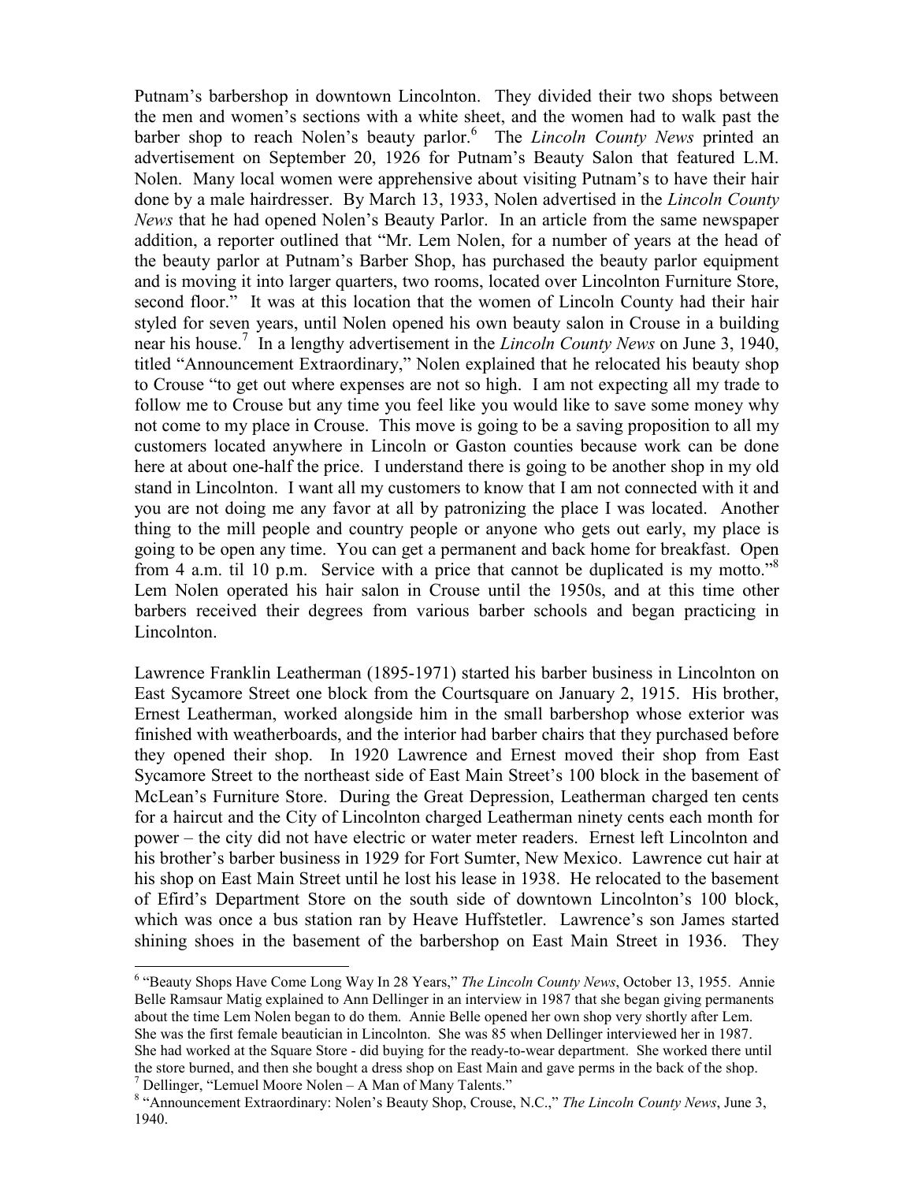Putnam's barbershop in downtown Lincolnton. They divided their two shops between the men and women's sections with a white sheet, and the women had to walk past the barber shop to reach Nolen's beauty parlor.[6] The *Lincoln County News* printed an advertisement on September 20, 1926 for Putnam's Beauty Salon that featured L.M. Nolen. Many local women were apprehensive about visiting Putnam's to have their hair done by a male hairdresser. By March 13, 1933, Nolen advertised in the *Lincoln County News* that he had opened Nolen's Beauty Parlor. In an article from the same newspaper addition, a reporter outlined that "Mr. Lem Nolen, for a number of years at the head of the beauty parlor at Putnam's Barber Shop, has purchased the beauty parlor equipment and is moving it into larger quarters, two rooms, located over Lincolnton Furniture Store, second floor." It was at this location that the women of Lincoln County had their hair styled for seven years, until Nolen opened his own beauty salon in Crouse in a building near his house.[7] In a lengthy advertisement in the *Lincoln County News* on June 3, 1940, titled "Announcement Extraordinary," Nolen explained that he relocated his beauty shop to Crouse "to get out where expenses are not so high. I am not expecting all my trade to follow me to Crouse but any time you feel like you would like to save some money why not come to my place in Crouse. This move is going to be a saving proposition to all my customers located anywhere in Lincoln or Gaston counties because work can be done here at about one-half the price. I understand there is going to be another shop in my old stand in Lincolnton. I want all my customers to know that I am not connected with it and you are not doing me any favor at all by patronizing the place I was located. Another thing to the mill people and country people or anyone who gets out early, my place is going to be open any time. You can get a permanent and back home for breakfast. Open from 4 a.m. til 10 p.m. Service with a price that cannot be duplicated is my motto."[8] Lem Nolen operated his hair salon in Crouse until the 1950s, and at this time other barbers received their degrees from various barber schools and began practicing in Lincolnton.

Lawrence Franklin Leatherman (1895-1971) started his barber business in Lincolnton on East Sycamore Street one block from the Courtsquare on January 2, 1915. His brother, Ernest Leatherman, worked alongside him in the small barbershop whose exterior was finished with weatherboards, and the interior had barber chairs that they purchased before they opened their shop. In 1920 Lawrence and Ernest moved their shop from East Sycamore Street to the northeast side of East Main Street's 100 block in the basement of McLean's Furniture Store. During the Great Depression, Leatherman charged ten cents for a haircut and the City of Lincolnton charged Leatherman ninety cents each month for power – the city did not have electric or water meter readers. Ernest left Lincolnton and his brother's barber business in 1929 for Fort Sumter, New Mexico. Lawrence cut hair at his shop on East Main Street until he lost his lease in 1938. He relocated to the basement of Efird's Department Store on the south side of downtown Lincolnton's 100 block, which was once a bus station ran by Heave Huffstetler. Lawrence's son James started shining shoes in the basement of the barbershop on East Main Street in 1936. They

---

[6] "Beauty Shops Have Come Long Way In 28 Years," *The Lincoln County News*, October 13, 1955. Annie Belle Ramsaur Matig explained to Ann Dellinger in an interview in 1987 that she began giving permanents about the time Lem Nolen began to do them. Annie Belle opened her own shop very shortly after Lem. She was the first female beautician in Lincolnton. She was 85 when Dellinger interviewed her in 1987. She had worked at the Square Store - did buying for the ready-to-wear department. She worked there until the store burned, and then she bought a dress shop on East Main and gave perms in the back of the shop.

[7] Dellinger, "Lemuel Moore Nolen – A Man of Many Talents."

[8] "Announcement Extraordinary: Nolen's Beauty Shop, Crouse, N.C.," *The Lincoln County News*, June 3, 1940.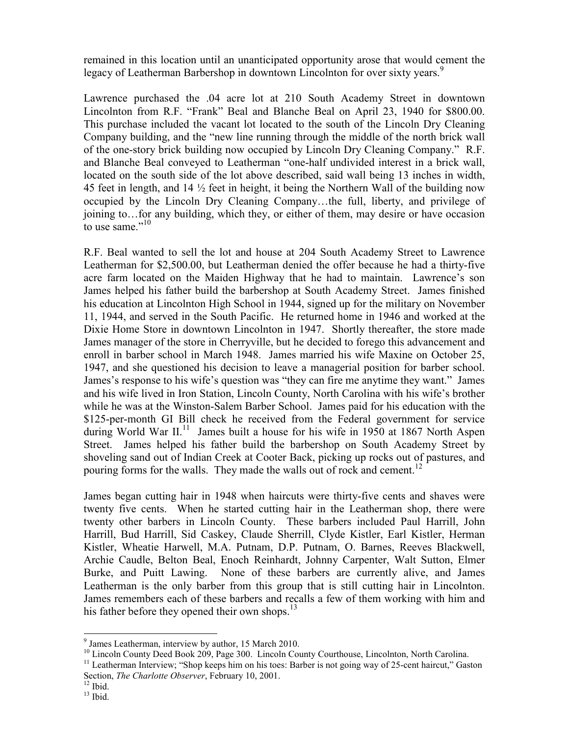remained in this location until an unanticipated opportunity arose that would cement the legacy of Leatherman Barbershop in downtown Lincolnton for over sixty years.[9]

Lawrence purchased the .04 acre lot at 210 South Academy Street in downtown Lincolnton from R.F. "Frank" Beal and Blanche Beal on April 23, 1940 for $800.00. This purchase included the vacant lot located to the south of the Lincoln Dry Cleaning Company building, and the "new line running through the middle of the north brick wall of the one-story brick building now occupied by Lincoln Dry Cleaning Company." R.F. and Blanche Beal conveyed to Leatherman "one-half undivided interest in a brick wall, located on the south side of the lot above described, said wall being 13 inches in width, 45 feet in length, and 14 ½ feet in height, it being the Northern Wall of the building now occupied by the Lincoln Dry Cleaning Company…the full, liberty, and privilege of joining to…for any building, which they, or either of them, may desire or have occasion to use same."[10]

R.F. Beal wanted to sell the lot and house at 204 South Academy Street to Lawrence Leatherman for $2,500.00, but Leatherman denied the offer because he had a thirty-five acre farm located on the Maiden Highway that he had to maintain. Lawrence's son James helped his father build the barbershop at South Academy Street. James finished his education at Lincolnton High School in 1944, signed up for the military on November 11, 1944, and served in the South Pacific. He returned home in 1946 and worked at the Dixie Home Store in downtown Lincolnton in 1947. Shortly thereafter, the store made James manager of the store in Cherryville, but he decided to forego this advancement and enroll in barber school in March 1948. James married his wife Maxine on October 25, 1947, and she questioned his decision to leave a managerial position for barber school. James's response to his wife's question was "they can fire me anytime they want." James and his wife lived in Iron Station, Lincoln County, North Carolina with his wife's brother while he was at the Winston-Salem Barber School. James paid for his education with the $125-per-month GI Bill check he received from the Federal government for service during World War II.[11] James built a house for his wife in 1950 at 1867 North Aspen Street. James helped his father build the barbershop on South Academy Street by shoveling sand out of Indian Creek at Cooter Back, picking up rocks out of pastures, and pouring forms for the walls. They made the walls out of rock and cement.[12]

James began cutting hair in 1948 when haircuts were thirty-five cents and shaves were twenty five cents. When he started cutting hair in the Leatherman shop, there were twenty other barbers in Lincoln County. These barbers included Paul Harrill, John Harrill, Bud Harrill, Sid Caskey, Claude Sherrill, Clyde Kistler, Earl Kistler, Herman Kistler, Wheatie Harwell, M.A. Putnam, D.P. Putnam, O. Barnes, Reeves Blackwell, Archie Caudle, Belton Beal, Enoch Reinhardt, Johnny Carpenter, Walt Sutton, Elmer Burke, and Puitt Lawing. None of these barbers are currently alive, and James Leatherman is the only barber from this group that is still cutting hair in Lincolnton. James remembers each of these barbers and recalls a few of them working with him and his father before they opened their own shops.[13]

---

[9] James Leatherman, interview by author, 15 March 2010.

[10] Lincoln County Deed Book 209, Page 300. Lincoln County Courthouse, Lincolnton, North Carolina.

[11] Leatherman Interview; "Shop keeps him on his toes: Barber is not going way of 25-cent haircut," Gaston Section, *The Charlotte Observer*, February 10, 2001.

[12] Ibid.

[13] Ibid.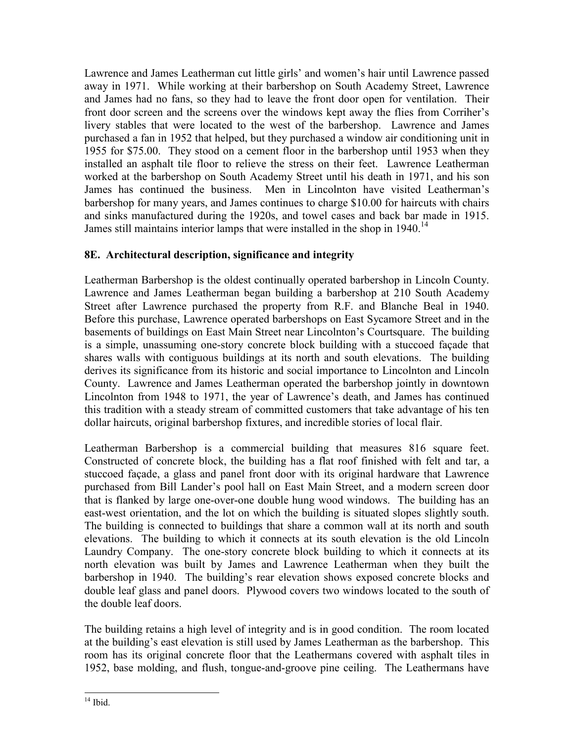Lawrence and James Leatherman cut little girls' and women's hair until Lawrence passed away in 1971. While working at their barbershop on South Academy Street, Lawrence and James had no fans, so they had to leave the front door open for ventilation. Their front door screen and the screens over the windows kept away the flies from Corriher's livery stables that were located to the west of the barbershop. Lawrence and James purchased a fan in 1952 that helped, but they purchased a window air conditioning unit in 1955 for $75.00. They stood on a cement floor in the barbershop until 1953 when they installed an asphalt tile floor to relieve the stress on their feet. Lawrence Leatherman worked at the barbershop on South Academy Street until his death in 1971, and his son James has continued the business. Men in Lincolnton have visited Leatherman's barbershop for many years, and James continues to charge $10.00 for haircuts with chairs and sinks manufactured during the 1920s, and towel cases and back bar made in 1915. James still maintains interior lamps that were installed in the shop in 1940.[14]

## 8E. Architectural description, significance and integrity

Leatherman Barbershop is the oldest continually operated barbershop in Lincoln County. Lawrence and James Leatherman began building a barbershop at 210 South Academy Street after Lawrence purchased the property from R.F. and Blanche Beal in 1940. Before this purchase, Lawrence operated barbershops on East Sycamore Street and in the basements of buildings on East Main Street near Lincolnton's Courtsquare. The building is a simple, unassuming one-story concrete block building with a stuccoed façade that shares walls with contiguous buildings at its north and south elevations. The building derives its significance from its historic and social importance to Lincolnton and Lincoln County. Lawrence and James Leatherman operated the barbershop jointly in downtown Lincolnton from 1948 to 1971, the year of Lawrence's death, and James has continued this tradition with a steady stream of committed customers that take advantage of his ten dollar haircuts, original barbershop fixtures, and incredible stories of local flair.

Leatherman Barbershop is a commercial building that measures 816 square feet. Constructed of concrete block, the building has a flat roof finished with felt and tar, a stuccoed façade, a glass and panel front door with its original hardware that Lawrence purchased from Bill Lander's pool hall on East Main Street, and a modern screen door that is flanked by large one-over-one double hung wood windows. The building has an east-west orientation, and the lot on which the building is situated slopes slightly south. The building is connected to buildings that share a common wall at its north and south elevations. The building to which it connects at its south elevation is the old Lincoln Laundry Company. The one-story concrete block building to which it connects at its north elevation was built by James and Lawrence Leatherman when they built the barbershop in 1940. The building's rear elevation shows exposed concrete blocks and double leaf glass and panel doors. Plywood covers two windows located to the south of the double leaf doors.

The building retains a high level of integrity and is in good condition. The room located at the building's east elevation is still used by James Leatherman as the barbershop. This room has its original concrete floor that the Leathermans covered with asphalt tiles in 1952, base molding, and flush, tongue-and-groove pine ceiling. The Leathermans have

[14] Ibid.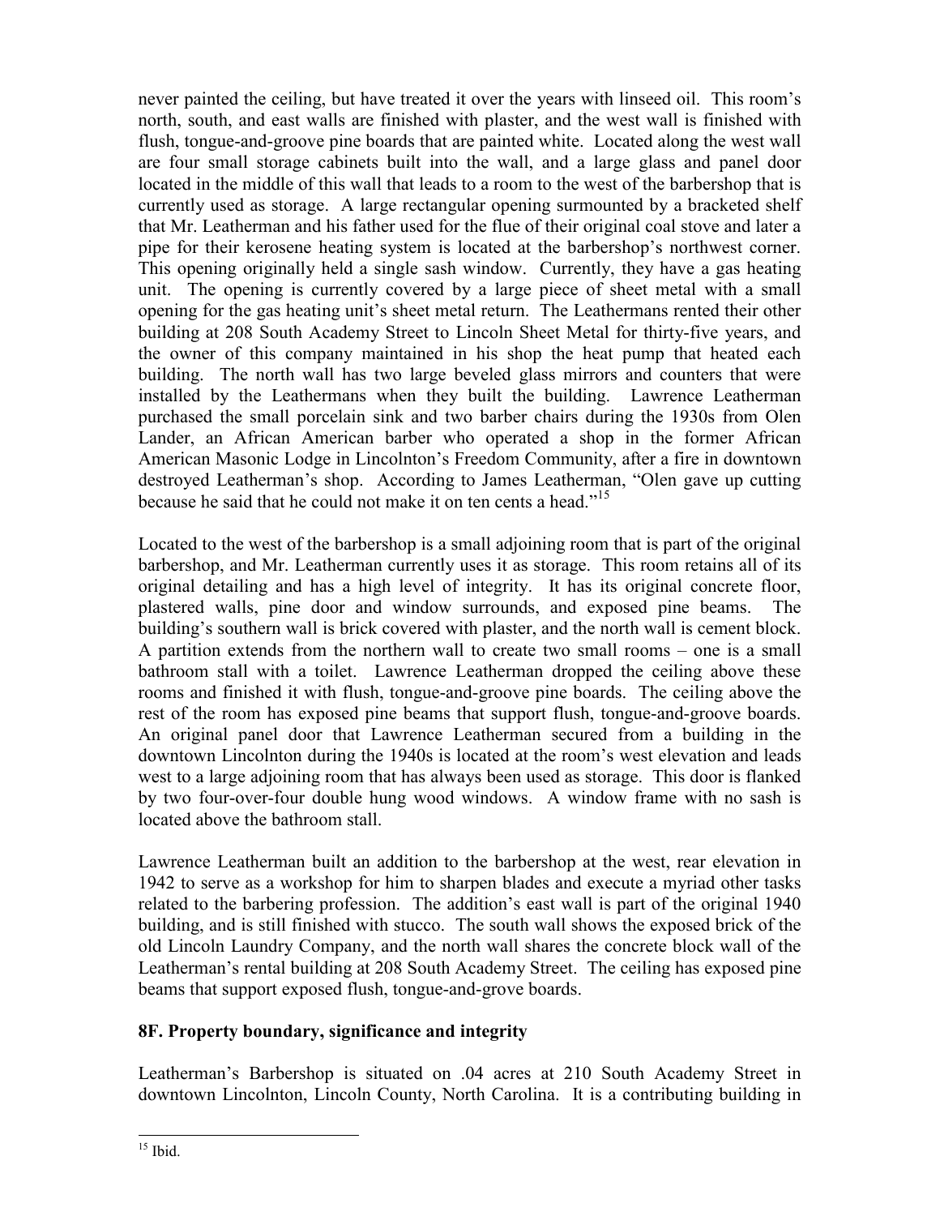never painted the ceiling, but have treated it over the years with linseed oil. This room's north, south, and east walls are finished with plaster, and the west wall is finished with flush, tongue-and-groove pine boards that are painted white. Located along the west wall are four small storage cabinets built into the wall, and a large glass and panel door located in the middle of this wall that leads to a room to the west of the barbershop that is currently used as storage. A large rectangular opening surmounted by a bracketed shelf that Mr. Leatherman and his father used for the flue of their original coal stove and later a pipe for their kerosene heating system is located at the barbershop's northwest corner. This opening originally held a single sash window. Currently, they have a gas heating unit. The opening is currently covered by a large piece of sheet metal with a small opening for the gas heating unit's sheet metal return. The Leathermans rented their other building at 208 South Academy Street to Lincoln Sheet Metal for thirty-five years, and the owner of this company maintained in his shop the heat pump that heated each building. The north wall has two large beveled glass mirrors and counters that were installed by the Leathermans when they built the building. Lawrence Leatherman purchased the small porcelain sink and two barber chairs during the 1930s from Olen Lander, an African American barber who operated a shop in the former African American Masonic Lodge in Lincolnton's Freedom Community, after a fire in downtown destroyed Leatherman's shop. According to James Leatherman, "Olen gave up cutting because he said that he could not make it on ten cents a head."[15]

Located to the west of the barbershop is a small adjoining room that is part of the original barbershop, and Mr. Leatherman currently uses it as storage. This room retains all of its original detailing and has a high level of integrity. It has its original concrete floor, plastered walls, pine door and window surrounds, and exposed pine beams. The building's southern wall is brick covered with plaster, and the north wall is cement block. A partition extends from the northern wall to create two small rooms – one is a small bathroom stall with a toilet. Lawrence Leatherman dropped the ceiling above these rooms and finished it with flush, tongue-and-groove pine boards. The ceiling above the rest of the room has exposed pine beams that support flush, tongue-and-groove boards. An original panel door that Lawrence Leatherman secured from a building in the downtown Lincolnton during the 1940s is located at the room's west elevation and leads west to a large adjoining room that has always been used as storage. This door is flanked by two four-over-four double hung wood windows. A window frame with no sash is located above the bathroom stall.

Lawrence Leatherman built an addition to the barbershop at the west, rear elevation in 1942 to serve as a workshop for him to sharpen blades and execute a myriad other tasks related to the barbering profession. The addition's east wall is part of the original 1940 building, and is still finished with stucco. The south wall shows the exposed brick of the old Lincoln Laundry Company, and the north wall shares the concrete block wall of the Leatherman's rental building at 208 South Academy Street. The ceiling has exposed pine beams that support exposed flush, tongue-and-grove boards.

## 8F. Property boundary, significance and integrity

Leatherman's Barbershop is situated on .04 acres at 210 South Academy Street in downtown Lincolnton, Lincoln County, North Carolina. It is a contributing building in

[15] Ibid.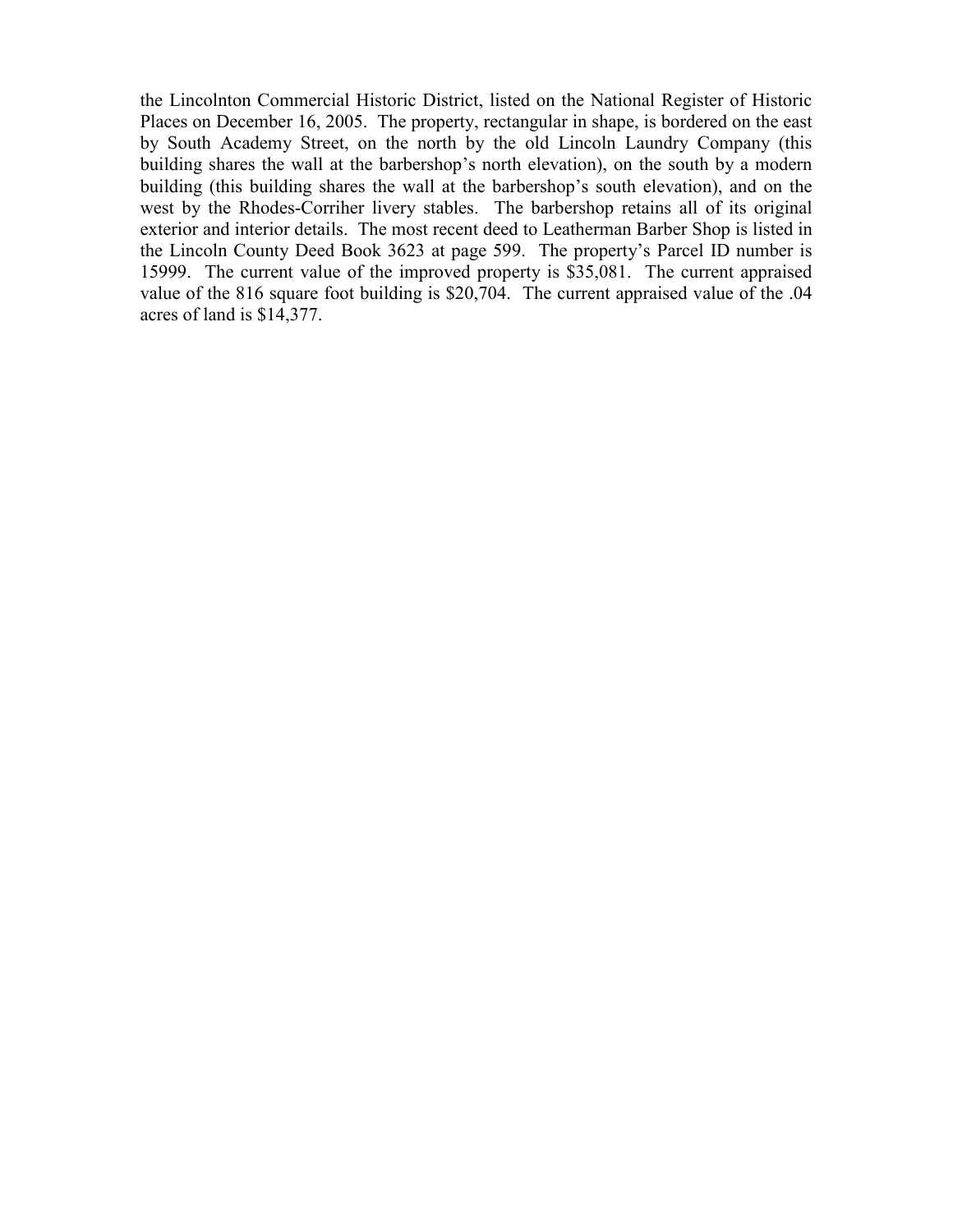the Lincolnton Commercial Historic District, listed on the National Register of Historic Places on December 16, 2005. The property, rectangular in shape, is bordered on the east by South Academy Street, on the north by the old Lincoln Laundry Company (this building shares the wall at the barbershop's north elevation), on the south by a modern building (this building shares the wall at the barbershop's south elevation), and on the west by the Rhodes-Corriher livery stables. The barbershop retains all of its original exterior and interior details. The most recent deed to Leatherman Barber Shop is listed in the Lincoln County Deed Book 3623 at page 599. The property's Parcel ID number is 15999. The current value of the improved property is $35,081. The current appraised value of the 816 square foot building is $20,704. The current appraised value of the .04 acres of land is $14,377.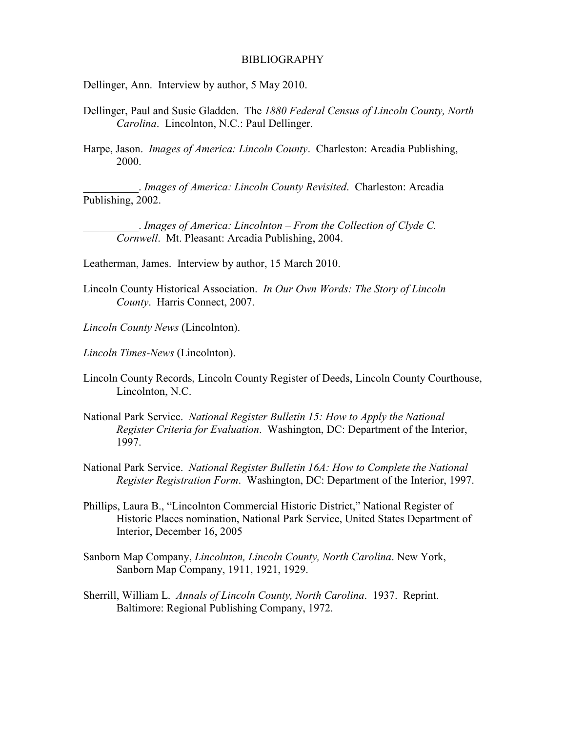# BIBLIOGRAPHY

Dellinger, Ann. Interview by author, 5 May 2010.

Dellinger, Paul and Susie Gladden. The *1880 Federal Census of Lincoln County, North Carolina*. Lincolnton, N.C.: Paul Dellinger.

Harpe, Jason. *Images of America: Lincoln County*. Charleston: Arcadia Publishing, 2000.

__________. *Images of America: Lincoln County Revisited*. Charleston: Arcadia Publishing, 2002.

__________. *Images of America: Lincolnton – From the Collection of Clyde C. Cornwell*. Mt. Pleasant: Arcadia Publishing, 2004.

Leatherman, James. Interview by author, 15 March 2010.

Lincoln County Historical Association. *In Our Own Words: The Story of Lincoln County*. Harris Connect, 2007.

*Lincoln County News* (Lincolnton).

*Lincoln Times-News* (Lincolnton).

Lincoln County Records, Lincoln County Register of Deeds, Lincoln County Courthouse, Lincolnton, N.C.

National Park Service. *National Register Bulletin 15: How to Apply the National Register Criteria for Evaluation*. Washington, DC: Department of the Interior, 1997.

National Park Service. *National Register Bulletin 16A: How to Complete the National Register Registration Form*. Washington, DC: Department of the Interior, 1997.

Phillips, Laura B., "Lincolnton Commercial Historic District," National Register of Historic Places nomination, National Park Service, United States Department of Interior, December 16, 2005

Sanborn Map Company, *Lincolnton, Lincoln County, North Carolina*. New York, Sanborn Map Company, 1911, 1921, 1929.

Sherrill, William L. *Annals of Lincoln County, North Carolina*. 1937. Reprint. Baltimore: Regional Publishing Company, 1972.